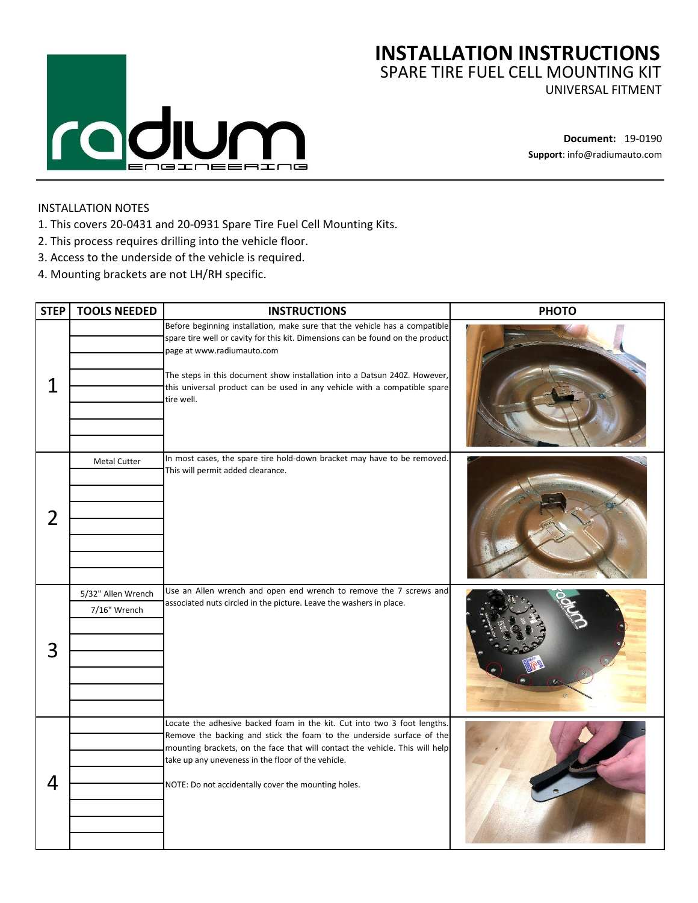# INSTALLATION INSTRUCTIONS

## SPARE TIRE FUEL CELL MOUNTING KIT

UNIVERSAL FITMENT

**Document:** 19-0190

**Support**: info@radiumauto.com

INSTALLATION NOTES

1. This covers 20-0431 and 20-0931 Spare Tire Fuel Cell Mounting Kits.
2. This process requires drilling into the vehicle floor.
3. Access to the underside of the vehicle is required.
4. Mounting brackets are not LH/RH specific.

| STEP | TOOLS NEEDED | INSTRUCTIONS | PHOTO |
|---|---|---|---|
| 1 | | Before beginning installation, make sure that the vehicle has a compatible spare tire well or cavity for this kit. Dimensions can be found on the product page at www.radiumauto.com<br><br>The steps in this document show installation into a Datsun 240Z. However, this universal product can be used in any vehicle with a compatible spare tire well. | |
| 2 | Metal Cutter | In most cases, the spare tire hold-down bracket may have to be removed. This will permit added clearance. | |
| 3 | 5/32" Allen Wrench<br>7/16" Wrench | Use an Allen wrench and open end wrench to remove the 7 screws and associated nuts circled in the picture. Leave the washers in place. | |
| 4 | | Locate the adhesive backed foam in the kit. Cut into two 3 foot lengths. Remove the backing and stick the foam to the underside surface of the mounting brackets, on the face that will contact the vehicle. This will help take up any uneveness in the floor of the vehicle.<br><br>NOTE: Do not accidentally cover the mounting holes. | |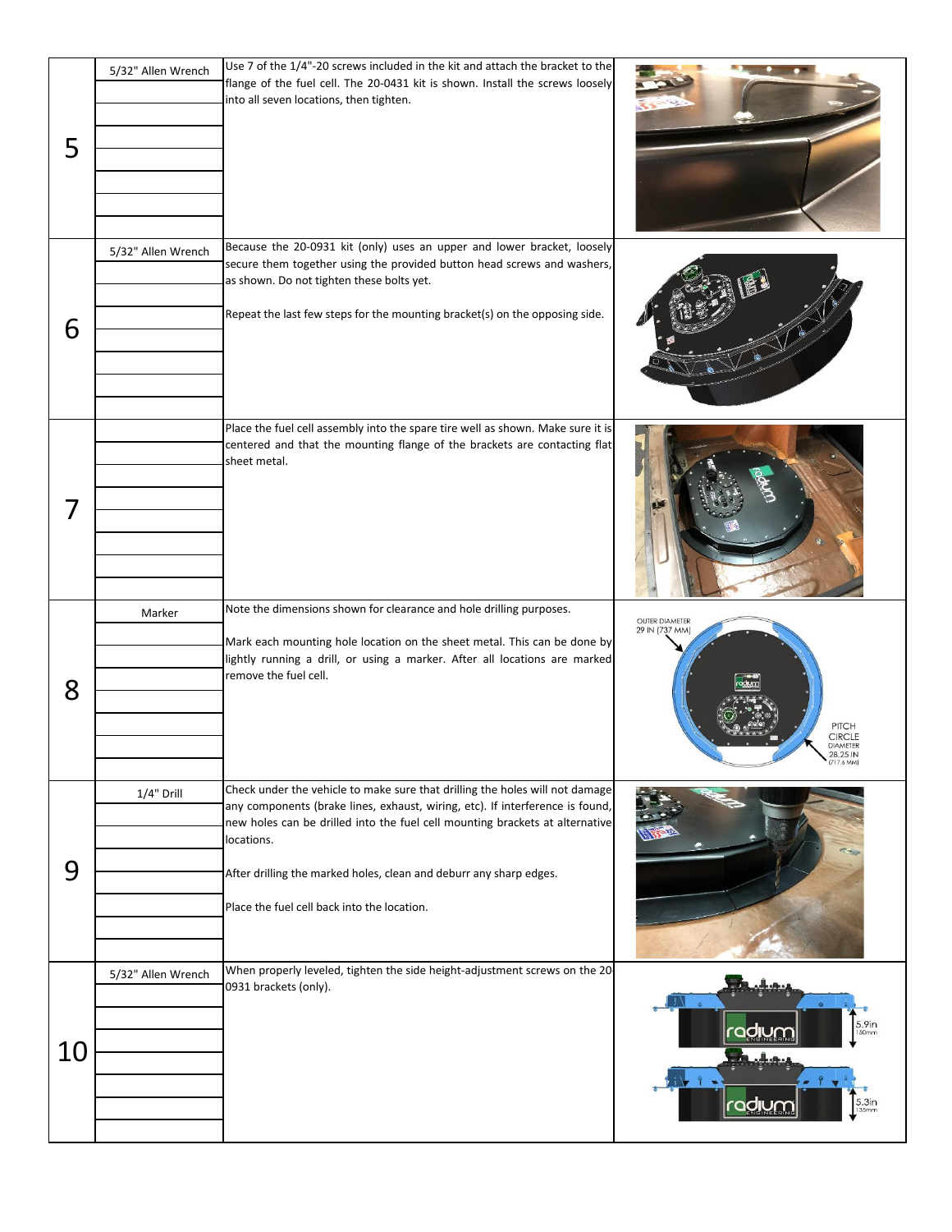| Step | Tool | Instructions |
|---|---|---|
| 5 | 5/32" Allen Wrench | Use 7 of the 1/4"-20 screws included in the kit and attach the bracket to the flange of the fuel cell. The 20-0431 kit is shown. Install the screws loosely into all seven locations, then tighten. |
| 6 | 5/32" Allen Wrench | Because the 20-0931 kit (only) uses an upper and lower bracket, loosely secure them together using the provided button head screws and washers, as shown. Do not tighten these bolts yet.<br><br>Repeat the last few steps for the mounting bracket(s) on the opposing side. |
| 7 | | Place the fuel cell assembly into the spare tire well as shown. Make sure it is centered and that the mounting flange of the brackets are contacting flat sheet metal. |
| 8 | Marker | Note the dimensions shown for clearance and hole drilling purposes.<br><br>Mark each mounting hole location on the sheet metal. This can be done by lightly running a drill, or using a marker. After all locations are marked remove the fuel cell. |
| 9 | 1/4" Drill | Check under the vehicle to make sure that drilling the holes will not damage any components (brake lines, exhaust, wiring, etc). If interference is found, new holes can be drilled into the fuel cell mounting brackets at alternative locations.<br><br>After drilling the marked holes, clean and deburr any sharp edges.<br><br>Place the fuel cell back into the location. |
| 10 | 5/32" Allen Wrench | When properly leveled, tighten the side height-adjustment screws on the 20-0931 brackets (only). |

OUTER DIAMETER 29 IN (737 MM)

PITCH CIRCLE DIAMETER 28.25 IN (717.6 MM)

5.9in 150mm

5.3in 135mm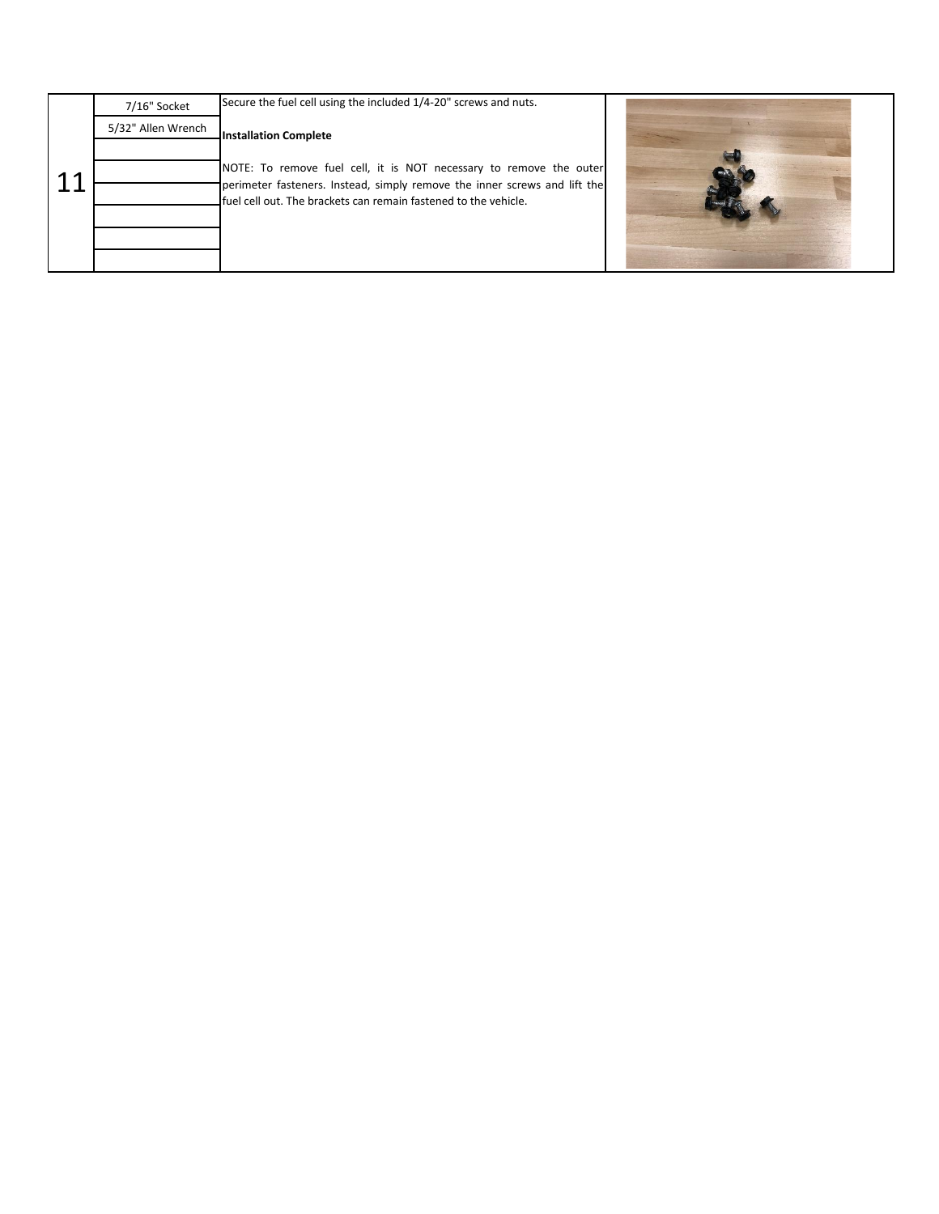| | | | |
|---|---|---|---|
| 11 | 7/16" Socket | Secure the fuel cell using the included 1/4-20" screws and nuts.<br><br>**Installation Complete**<br><br>NOTE: To remove fuel cell, it is NOT necessary to remove the outer perimeter fasteners. Instead, simply remove the inner screws and lift the fuel cell out. The brackets can remain fastened to the vehicle. | |
| | 5/32" Allen Wrench | | |
| | | | |
| | | | |
| | | | |
| | | | |
| | | | |
| | | | |